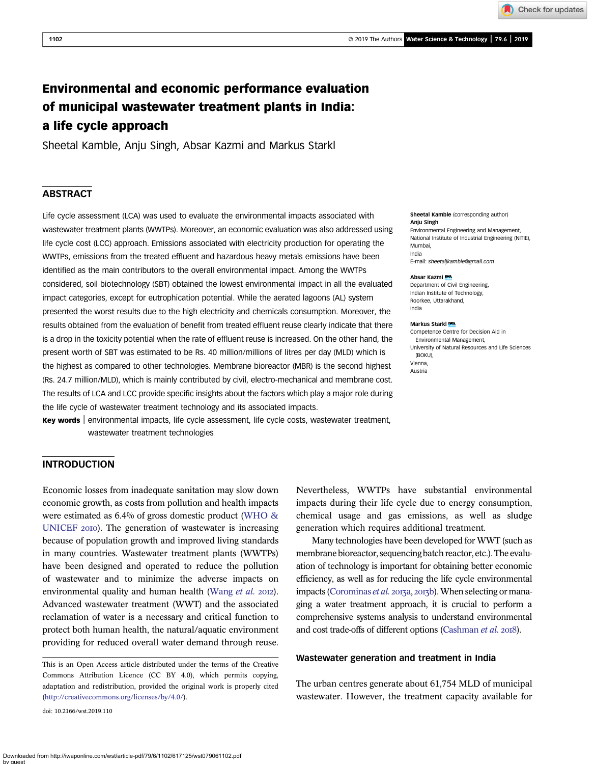# Environmental and economic performance evaluation of municipal wastewater treatment plants in India: a life cycle approach

Sheetal Kamble, Anju Singh, Absar Kazmi and Markus Starkl

## ABSTRACT

Life cycle assessment (LCA) was used to evaluate the environmental impacts associated with wastewater treatment plants (WWTPs). Moreover, an economic evaluation was also addressed using life cycle cost (LCC) approach. Emissions associated with electricity production for operating the WWTPs, emissions from the treated effluent and hazardous heavy metals emissions have been identified as the main contributors to the overall environmental impact. Among the WWTPs considered, soil biotechnology (SBT) obtained the lowest environmental impact in all the evaluated impact categories, except for eutrophication potential. While the aerated lagoons (AL) system presented the worst results due to the high electricity and chemicals consumption. Moreover, the results obtained from the evaluation of benefit from treated effluent reuse clearly indicate that there is a drop in the toxicity potential when the rate of effluent reuse is increased. On the other hand, the present worth of SBT was estimated to be Rs. 40 million/millions of litres per day (MLD) which is the highest as compared to other technologies. Membrane bioreactor (MBR) is the second highest (Rs. 24.7 million/MLD), which is mainly contributed by civil, electro-mechanical and membrane cost. The results of LCA and LCC provide specific insights about the factors which play a major role during the life cycle of wastewater treatment technology and its associated impacts.

**Key words** | environmental impacts, life cycle assessment, life cycle costs, wastewater treatment, wastewater treatment technologies

**Sheetal Kamble** (corresponding author)
**Anju Singh**
Environmental Engineering and Management,
National Institute of Industrial Engineering (NITIE),
Mumbai,
India
E-mail: *sheetaljkamble@gmail.com*

**Absar Kazmi**
Department of Civil Engineering,
Indian Institute of Technology,
Roorkee, Uttarakhand,
India

**Markus Starkl**
Competence Centre for Decision Aid in Environmental Management,
University of Natural Resources and Life Sciences (BOKU),
Vienna,
Austria

## INTRODUCTION

Economic losses from inadequate sanitation may slow down economic growth, as costs from pollution and health impacts were estimated as 6.4% of gross domestic product (WHO & UNICEF 2010). The generation of wastewater is increasing because of population growth and improved living standards in many countries. Wastewater treatment plants (WWTPs) have been designed and operated to reduce the pollution of wastewater and to minimize the adverse impacts on environmental quality and human health (Wang *et al.* 2012). Advanced wastewater treatment (WWT) and the associated reclamation of water is a necessary and critical function to protect both human health, the natural/aquatic environment providing for reduced overall water demand through reuse. Nevertheless, WWTPs have substantial environmental impacts during their life cycle due to energy consumption, chemical usage and gas emissions, as well as sludge generation which requires additional treatment.

Many technologies have been developed for WWT (such as membrane bioreactor, sequencing batch reactor, etc.). The evaluation of technology is important for obtaining better economic efficiency, as well as for reducing the life cycle environmental impacts (Corominas *et al.* 2013a, 2013b). When selecting or managing a water treatment approach, it is crucial to perform a comprehensive systems analysis to understand environmental and cost trade-offs of different options (Cashman *et al.* 2018).

### Wastewater generation and treatment in India

The urban centres generate about 61,754 MLD of municipal wastewater. However, the treatment capacity available for

This is an Open Access article distributed under the terms of the Creative Commons Attribution Licence (CC BY 4.0), which permits copying, adaptation and redistribution, provided the original work is properly cited (http://creativecommons.org/licenses/by/4.0/).

doi: 10.2166/wst.2019.110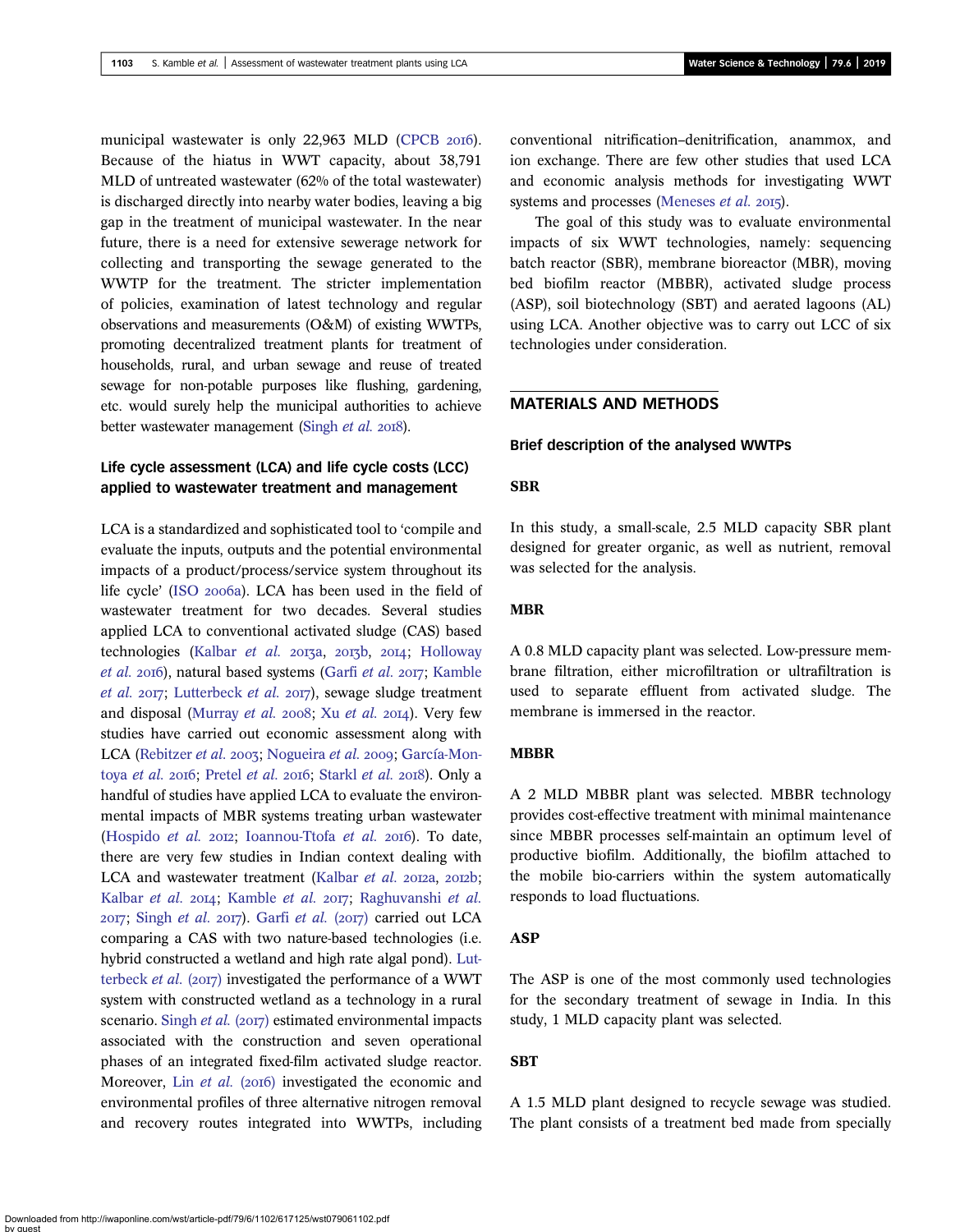municipal wastewater is only 22,963 MLD (CPCB 2016). Because of the hiatus in WWT capacity, about 38,791 MLD of untreated wastewater (62% of the total wastewater) is discharged directly into nearby water bodies, leaving a big gap in the treatment of municipal wastewater. In the near future, there is a need for extensive sewerage network for collecting and transporting the sewage generated to the WWTP for the treatment. The stricter implementation of policies, examination of latest technology and regular observations and measurements (O&M) of existing WWTPs, promoting decentralized treatment plants for treatment of households, rural, and urban sewage and reuse of treated sewage for non-potable purposes like flushing, gardening, etc. would surely help the municipal authorities to achieve better wastewater management (Singh *et al.* 2018).

### Life cycle assessment (LCA) and life cycle costs (LCC) applied to wastewater treatment and management

LCA is a standardized and sophisticated tool to 'compile and evaluate the inputs, outputs and the potential environmental impacts of a product/process/service system throughout its life cycle' (ISO 2006a). LCA has been used in the field of wastewater treatment for two decades. Several studies applied LCA to conventional activated sludge (CAS) based technologies (Kalbar *et al.* 2013a, 2013b, 2014; Holloway *et al.* 2016), natural based systems (Garfi *et al.* 2017; Kamble *et al.* 2017; Lutterbeck *et al.* 2017), sewage sludge treatment and disposal (Murray *et al.* 2008; Xu *et al.* 2014). Very few studies have carried out economic assessment along with LCA (Rebitzer *et al.* 2003; Nogueira *et al.* 2009; García-Montoya *et al.* 2016; Pretel *et al.* 2016; Starkl *et al.* 2018). Only a handful of studies have applied LCA to evaluate the environmental impacts of MBR systems treating urban wastewater (Hospido *et al.* 2012; Ioannou-Ttofa *et al.* 2016). To date, there are very few studies in Indian context dealing with LCA and wastewater treatment (Kalbar *et al.* 2012a, 2012b; Kalbar *et al.* 2014; Kamble *et al.* 2017; Raghuvanshi *et al.* 2017; Singh *et al.* 2017). Garfi *et al.* (2017) carried out LCA comparing a CAS with two nature-based technologies (i.e. hybrid constructed a wetland and high rate algal pond). Lutterbeck *et al.* (2017) investigated the performance of a WWT system with constructed wetland as a technology in a rural scenario. Singh *et al.* (2017) estimated environmental impacts associated with the construction and seven operational phases of an integrated fixed-film activated sludge reactor. Moreover, Lin *et al.* (2016) investigated the economic and environmental profiles of three alternative nitrogen removal and recovery routes integrated into WWTPs, including conventional nitrification–denitrification, anammox, and ion exchange. There are few other studies that used LCA and economic analysis methods for investigating WWT systems and processes (Meneses *et al.* 2015).

The goal of this study was to evaluate environmental impacts of six WWT technologies, namely: sequencing batch reactor (SBR), membrane bioreactor (MBR), moving bed biofilm reactor (MBBR), activated sludge process (ASP), soil biotechnology (SBT) and aerated lagoons (AL) using LCA. Another objective was to carry out LCC of six technologies under consideration.

## MATERIALS AND METHODS

### Brief description of the analysed WWTPs

#### SBR

In this study, a small-scale, 2.5 MLD capacity SBR plant designed for greater organic, as well as nutrient, removal was selected for the analysis.

#### MBR

A 0.8 MLD capacity plant was selected. Low-pressure membrane filtration, either microfiltration or ultrafiltration is used to separate effluent from activated sludge. The membrane is immersed in the reactor.

#### MBBR

A 2 MLD MBBR plant was selected. MBBR technology provides cost-effective treatment with minimal maintenance since MBBR processes self-maintain an optimum level of productive biofilm. Additionally, the biofilm attached to the mobile bio-carriers within the system automatically responds to load fluctuations.

#### ASP

The ASP is one of the most commonly used technologies for the secondary treatment of sewage in India. In this study, 1 MLD capacity plant was selected.

#### SBT

A 1.5 MLD plant designed to recycle sewage was studied. The plant consists of a treatment bed made from specially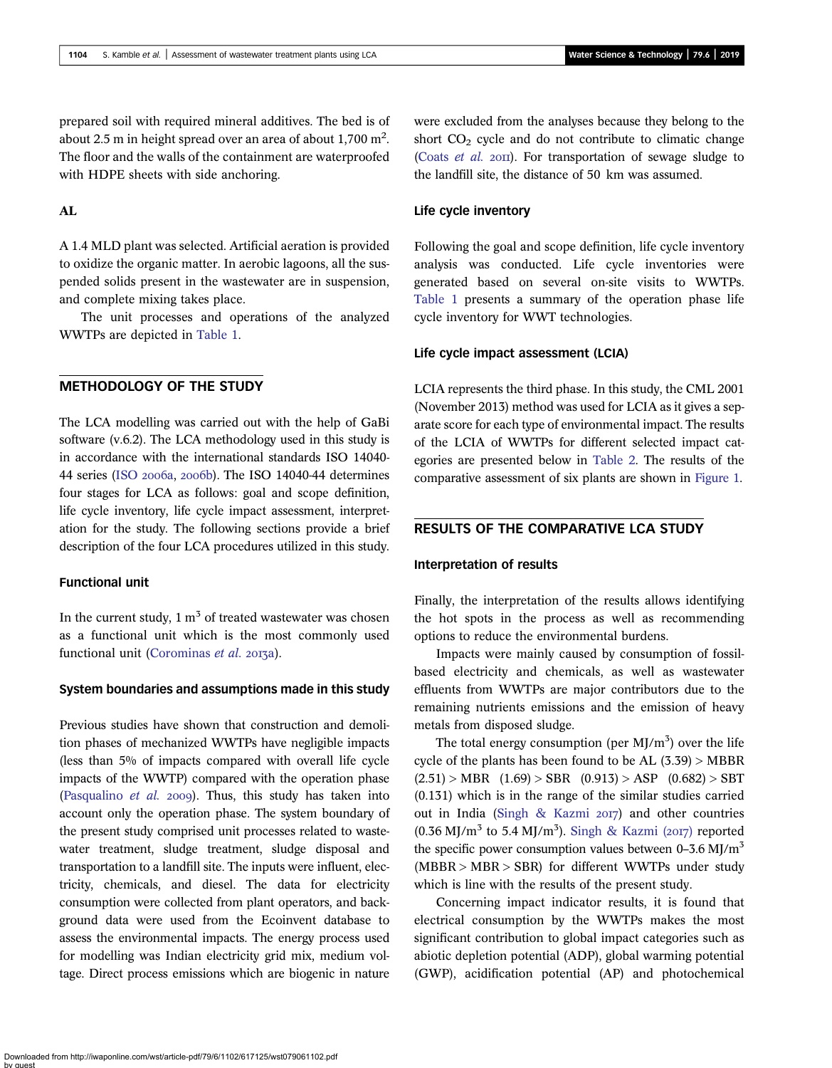prepared soil with required mineral additives. The bed is of about 2.5 m in height spread over an area of about 1,700 $m^2$. The floor and the walls of the containment are waterproofed with HDPE sheets with side anchoring.

### AL

A 1.4 MLD plant was selected. Artificial aeration is provided to oxidize the organic matter. In aerobic lagoons, all the suspended solids present in the wastewater are in suspension, and complete mixing takes place.

The unit processes and operations of the analyzed WWTPs are depicted in Table 1.

## METHODOLOGY OF THE STUDY

The LCA modelling was carried out with the help of GaBi software (v.6.2). The LCA methodology used in this study is in accordance with the international standards ISO 14040-44 series (ISO 2006a, 2006b). The ISO 14040-44 determines four stages for LCA as follows: goal and scope definition, life cycle inventory, life cycle impact assessment, interpretation for the study. The following sections provide a brief description of the four LCA procedures utilized in this study.

### Functional unit

In the current study, 1 $m^3$ of treated wastewater was chosen as a functional unit which is the most commonly used functional unit (Corominas *et al.* 2013a).

### System boundaries and assumptions made in this study

Previous studies have shown that construction and demolition phases of mechanized WWTPs have negligible impacts (less than 5% of impacts compared with overall life cycle impacts of the WWTP) compared with the operation phase (Pasqualino *et al.* 2009). Thus, this study has taken into account only the operation phase. The system boundary of the present study comprised unit processes related to wastewater treatment, sludge treatment, sludge disposal and transportation to a landfill site. The inputs were influent, electricity, chemicals, and diesel. The data for electricity consumption were collected from plant operators, and background data were used from the Ecoinvent database to assess the environmental impacts. The energy process used for modelling was Indian electricity grid mix, medium voltage. Direct process emissions which are biogenic in nature were excluded from the analyses because they belong to the short $CO_2$ cycle and do not contribute to climatic change (Coats *et al.* 2011). For transportation of sewage sludge to the landfill site, the distance of 50 km was assumed.

### Life cycle inventory

Following the goal and scope definition, life cycle inventory analysis was conducted. Life cycle inventories were generated based on several on-site visits to WWTPs. Table 1 presents a summary of the operation phase life cycle inventory for WWT technologies.

### Life cycle impact assessment (LCIA)

LCIA represents the third phase. In this study, the CML 2001 (November 2013) method was used for LCIA as it gives a separate score for each type of environmental impact. The results of the LCIA of WWTPs for different selected impact categories are presented below in Table 2. The results of the comparative assessment of six plants are shown in Figure 1.

## RESULTS OF THE COMPARATIVE LCA STUDY

### Interpretation of results

Finally, the interpretation of the results allows identifying the hot spots in the process as well as recommending options to reduce the environmental burdens.

Impacts were mainly caused by consumption of fossil-based electricity and chemicals, as well as wastewater effluents from WWTPs are major contributors due to the remaining nutrients emissions and the emission of heavy metals from disposed sludge.

The total energy consumption (per MJ/$m^3$) over the life cycle of the plants has been found to be AL (3.39) > MBBR (2.51) > MBR (1.69) > SBR (0.913) > ASP (0.682) > SBT (0.131) which is in the range of the similar studies carried out in India (Singh & Kazmi 2017) and other countries (0.36 MJ/$m^3$ to 5.4 MJ/$m^3$). Singh & Kazmi (2017) reported the specific power consumption values between 0–3.6 MJ/$m^3$ (MBBR > MBR > SBR) for different WWTPs under study which is line with the results of the present study.

Concerning impact indicator results, it is found that electrical consumption by the WWTPs makes the most significant contribution to global impact categories such as abiotic depletion potential (ADP), global warming potential (GWP), acidification potential (AP) and photochemical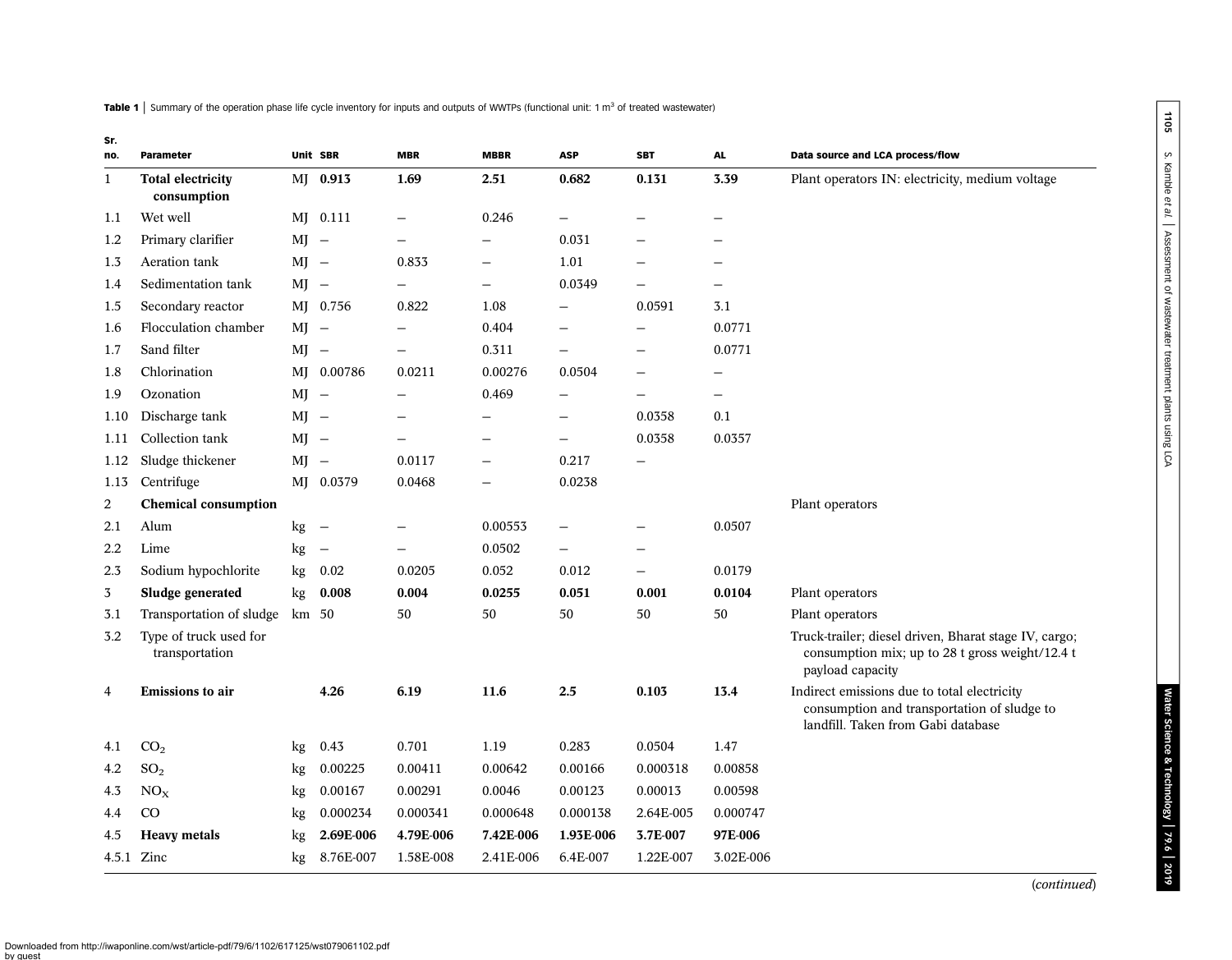**Table 1** | Summary of the operation phase life cycle inventory for inputs and outputs of WWTPs (functional unit: 1 $m^3$ of treated wastewater)

| Sr. no. | Parameter | Unit | SBR | MBR | MBBR | ASP | SBT | AL | Data source and LCA process/flow |
|---|---|---|---|---|---|---|---|---|---|
| 1 | **Total electricity consumption** | MJ | **0.913** | **1.69** | **2.51** | **0.682** | **0.131** | **3.39** | Plant operators IN: electricity, medium voltage |
| 1.1 | Wet well | MJ | 0.111 | – | 0.246 | – | – | – | |
| 1.2 | Primary clarifier | MJ | – | – | – | 0.031 | – | – | |
| 1.3 | Aeration tank | MJ | – | 0.833 | – | 1.01 | – | – | |
| 1.4 | Sedimentation tank | MJ | – | – | – | 0.0349 | – | – | |
| 1.5 | Secondary reactor | MJ | 0.756 | 0.822 | 1.08 | – | 0.0591 | 3.1 | |
| 1.6 | Flocculation chamber | MJ | – | – | 0.404 | – | – | 0.0771 | |
| 1.7 | Sand filter | MJ | – | – | 0.311 | – | – | 0.0771 | |
| 1.8 | Chlorination | MJ | 0.00786 | 0.0211 | 0.00276 | 0.0504 | – | – | |
| 1.9 | Ozonation | MJ | – | – | 0.469 | – | – | – | |
| 1.10 | Discharge tank | MJ | – | – | – | – | 0.0358 | 0.1 | |
| 1.11 | Collection tank | MJ | – | – | – | – | 0.0358 | 0.0357 | |
| 1.12 | Sludge thickener | MJ | – | 0.0117 | – | 0.217 | – | | |
| 1.13 | Centrifuge | MJ | 0.0379 | 0.0468 | – | 0.0238 | | | |
| 2 | **Chemical consumption** | | | | | | | | Plant operators |
| 2.1 | Alum | kg | – | – | 0.00553 | – | – | 0.0507 | |
| 2.2 | Lime | kg | – | – | 0.0502 | – | – | | |
| 2.3 | Sodium hypochlorite | kg | 0.02 | 0.0205 | 0.052 | 0.012 | – | 0.0179 | |
| 3 | **Sludge generated** | kg | **0.008** | **0.004** | **0.0255** | **0.051** | **0.001** | **0.0104** | Plant operators |
| 3.1 | Transportation of sludge | km | 50 | 50 | 50 | 50 | 50 | 50 | Plant operators |
| 3.2 | Type of truck used for transportation | | | | | | | | Truck-trailer; diesel driven, Bharat stage IV, cargo; consumption mix; up to 28 t gross weight/12.4 t payload capacity |
| 4 | **Emissions to air** | | **4.26** | **6.19** | **11.6** | **2.5** | **0.103** | **13.4** | Indirect emissions due to total electricity consumption and transportation of sludge to landfill. Taken from Gabi database |
| 4.1 | $CO_2$ | kg | 0.43 | 0.701 | 1.19 | 0.283 | 0.0504 | 1.47 | |
| 4.2 | $SO_2$ | kg | 0.00225 | 0.00411 | 0.00642 | 0.00166 | 0.000318 | 0.00858 | |
| 4.3 | $NO_X$ | kg | 0.00167 | 0.00291 | 0.0046 | 0.00123 | 0.00013 | 0.00598 | |
| 4.4 | CO | kg | 0.000234 | 0.000341 | 0.000648 | 0.000138 | 2.64E-005 | 0.000747 | |
| 4.5 | **Heavy metals** | kg | **2.69E-006** | **4.79E-006** | **7.42E-006** | **1.93E-006** | **3.7E-007** | **97E-006** | |
| 4.5.1 | Zinc | kg | 8.76E-007 | 1.58E-008 | 2.41E-006 | 6.4E-007 | 1.22E-007 | 3.02E-006 | |

(*continued*)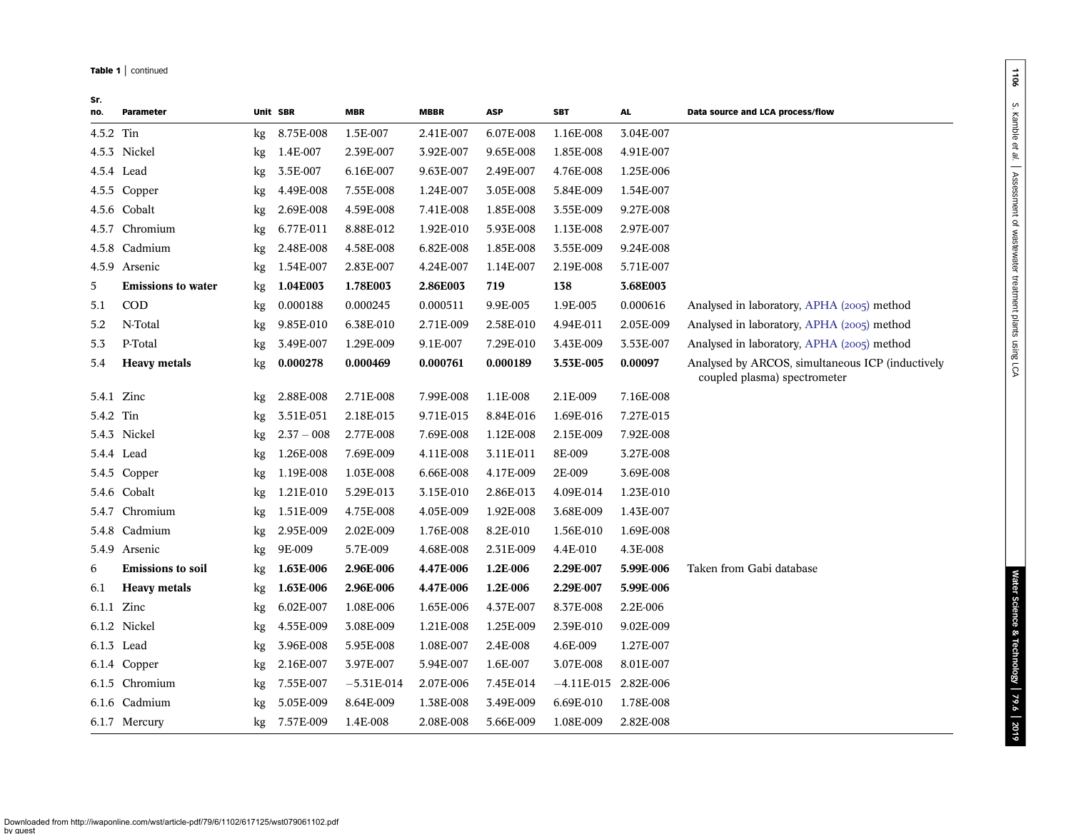**Table 1** | continued

| Sr. no. | Parameter | Unit | SBR | MBR | MBBR | ASP | SBT | AL | Data source and LCA process/flow |
|---|---|---|---|---|---|---|---|---|---|
| 4.5.2 | Tin | kg | 8.75E-008 | 1.5E-007 | 2.41E-007 | 6.07E-008 | 1.16E-008 | 3.04E-007 | |
| 4.5.3 | Nickel | kg | 1.4E-007 | 2.39E-007 | 3.92E-007 | 9.65E-008 | 1.85E-008 | 4.91E-007 | |
| 4.5.4 | Lead | kg | 3.5E-007 | 6.16E-007 | 9.63E-007 | 2.49E-007 | 4.76E-008 | 1.25E-006 | |
| 4.5.5 | Copper | kg | 4.49E-008 | 7.55E-008 | 1.24E-007 | 3.05E-008 | 5.84E-009 | 1.54E-007 | |
| 4.5.6 | Cobalt | kg | 2.69E-008 | 4.59E-008 | 7.41E-008 | 1.85E-008 | 3.55E-009 | 9.27E-008 | |
| 4.5.7 | Chromium | kg | 6.77E-011 | 8.88E-012 | 1.92E-010 | 5.93E-008 | 1.13E-008 | 2.97E-007 | |
| 4.5.8 | Cadmium | kg | 2.48E-008 | 4.58E-008 | 6.82E-008 | 1.85E-008 | 3.55E-009 | 9.24E-008 | |
| 4.5.9 | Arsenic | kg | 1.54E-007 | 2.83E-007 | 4.24E-007 | 1.14E-007 | 2.19E-008 | 5.71E-007 | |
| **5** | **Emissions to water** | kg | **1.04E003** | **1.78E003** | **2.86E003** | **719** | **138** | **3.68E003** | |
| 5.1 | COD | kg | 0.000188 | 0.000245 | 0.000511 | 9.9E-005 | 1.9E-005 | 0.000616 | Analysed in laboratory, APHA (2005) method |
| 5.2 | N-Total | kg | 9.85E-010 | 6.38E-010 | 2.71E-009 | 2.58E-010 | 4.94E-011 | 2.05E-009 | Analysed in laboratory, APHA (2005) method |
| 5.3 | P-Total | kg | 3.49E-007 | 1.29E-009 | 9.1E-007 | 7.29E-010 | 3.43E-009 | 3.53E-007 | Analysed in laboratory, APHA (2005) method |
| 5.4 | **Heavy metals** | kg | **0.000278** | **0.000469** | **0.000761** | **0.000189** | **3.53E-005** | **0.00097** | Analysed by ARCOS, simultaneous ICP (inductively coupled plasma) spectrometer |
| 5.4.1 | Zinc | kg | 2.88E-008 | 2.71E-008 | 7.99E-008 | 1.1E-008 | 2.1E-009 | 7.16E-008 | |
| 5.4.2 | Tin | kg | 3.51E-051 | 2.18E-015 | 9.71E-015 | 8.84E-016 | 1.69E-016 | 7.27E-015 | |
| 5.4.3 | Nickel | kg | 2.37 – 008 | 2.77E-008 | 7.69E-008 | 1.12E-008 | 2.15E-009 | 7.92E-008 | |
| 5.4.4 | Lead | kg | 1.26E-008 | 7.69E-009 | 4.11E-008 | 3.11E-011 | 8E-009 | 3.27E-008 | |
| 5.4.5 | Copper | kg | 1.19E-008 | 1.03E-008 | 6.66E-008 | 4.17E-009 | 2E-009 | 3.69E-008 | |
| 5.4.6 | Cobalt | kg | 1.21E-010 | 5.29E-013 | 3.15E-010 | 2.86E-013 | 4.09E-014 | 1.23E-010 | |
| 5.4.7 | Chromium | kg | 1.51E-009 | 4.75E-008 | 4.05E-009 | 1.92E-008 | 3.68E-009 | 1.43E-007 | |
| 5.4.8 | Cadmium | kg | 2.95E-009 | 2.02E-009 | 1.76E-008 | 8.2E-010 | 1.56E-010 | 1.69E-008 | |
| 5.4.9 | Arsenic | kg | 9E-009 | 5.7E-009 | 4.68E-008 | 2.31E-009 | 4.4E-010 | 4.3E-008 | |
| 6 | **Emissions to soil** | kg | **1.63E-006** | **2.96E-006** | **4.47E-006** | **1.2E-006** | **2.29E-007** | **5.99E-006** | Taken from Gabi database |
| 6.1 | **Heavy metals** | kg | **1.63E-006** | **2.96E-006** | **4.47E-006** | **1.2E-006** | **2.29E-007** | **5.99E-006** | |
| 6.1.1 | Zinc | kg | 6.02E-007 | 1.08E-006 | 1.65E-006 | 4.37E-007 | 8.37E-008 | 2.2E-006 | |
| 6.1.2 | Nickel | kg | 4.55E-009 | 3.08E-009 | 1.21E-008 | 1.25E-009 | 2.39E-010 | 9.02E-009 | |
| 6.1.3 | Lead | kg | 3.96E-008 | 5.95E-008 | 1.08E-007 | 2.4E-008 | 4.6E-009 | 1.27E-007 | |
| 6.1.4 | Copper | kg | 2.16E-007 | 3.97E-007 | 5.94E-007 | 1.6E-007 | 3.07E-008 | 8.01E-007 | |
| 6.1.5 | Chromium | kg | 7.55E-007 | −5.31E-014 | 2.07E-006 | 7.45E-014 | −4.11E-015 | 2.82E-006 | |
| 6.1.6 | Cadmium | kg | 5.05E-009 | 8.64E-009 | 1.38E-008 | 3.49E-009 | 6.69E-010 | 1.78E-008 | |
| 6.1.7 | Mercury | kg | 7.57E-009 | 1.4E-008 | 2.08E-008 | 5.66E-009 | 1.08E-009 | 2.82E-008 | |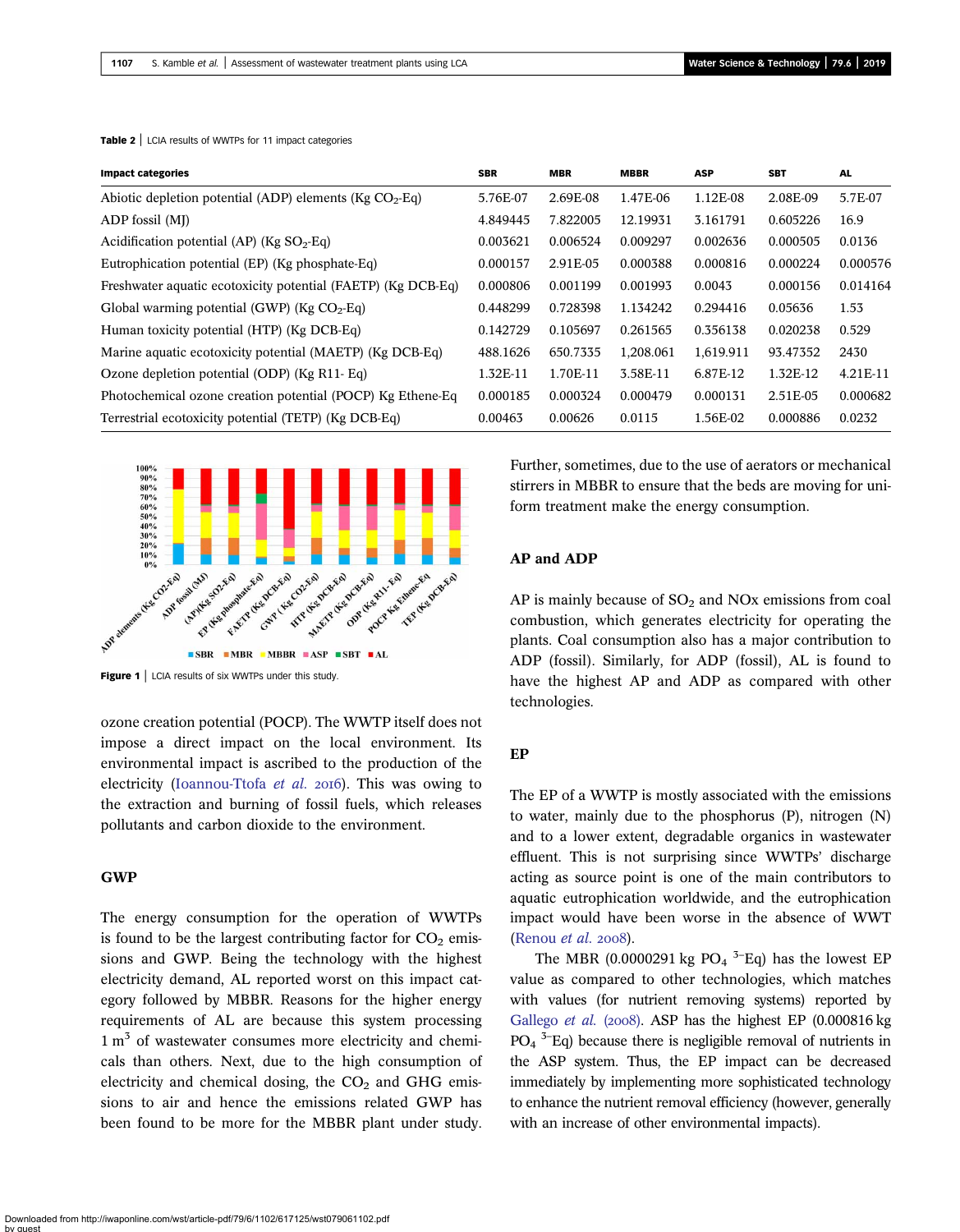**Table 2** | LCIA results of WWTPs for 11 impact categories

| Impact categories | SBR | MBR | MBBR | ASP | SBT | AL |
|---|---|---|---|---|---|---|
| Abiotic depletion potential (ADP) elements (Kg $CO_2$-Eq) | 5.76E-07 | 2.69E-08 | 1.47E-06 | 1.12E-08 | 2.08E-09 | 5.7E-07 |
| ADP fossil (MJ) | 4.849445 | 7.822005 | 12.19931 | 3.161791 | 0.605226 | 16.9 |
| Acidification potential (AP) (Kg $SO_2$-Eq) | 0.003621 | 0.006524 | 0.009297 | 0.002636 | 0.000505 | 0.0136 |
| Eutrophication potential (EP) (Kg phosphate-Eq) | 0.000157 | 2.91E-05 | 0.000388 | 0.000816 | 0.000224 | 0.000576 |
| Freshwater aquatic ecotoxicity potential (FAETP) (Kg DCB-Eq) | 0.000806 | 0.001199 | 0.001993 | 0.0043 | 0.000156 | 0.014164 |
| Global warming potential (GWP) (Kg $CO_2$-Eq) | 0.448299 | 0.728398 | 1.134242 | 0.294416 | 0.05636 | 1.53 |
| Human toxicity potential (HTP) (Kg DCB-Eq) | 0.142729 | 0.105697 | 0.261565 | 0.356138 | 0.020238 | 0.529 |
| Marine aquatic ecotoxicity potential (MAETP) (Kg DCB-Eq) | 488.1626 | 650.7335 | 1,208.061 | 1,619.911 | 93.47352 | 2430 |
| Ozone depletion potential (ODP) (Kg R11- Eq) | 1.32E-11 | 1.70E-11 | 3.58E-11 | 6.87E-12 | 1.32E-12 | 4.21E-11 |
| Photochemical ozone creation potential (POCP) Kg Ethene-Eq | 0.000185 | 0.000324 | 0.000479 | 0.000131 | 2.51E-05 | 0.000682 |
| Terrestrial ecotoxicity potential (TETP) (Kg DCB-Eq) | 0.00463 | 0.00626 | 0.0115 | 1.56E-02 | 0.000886 | 0.0232 |

**Figure 1** | LCIA results of six WWTPs under this study.

ozone creation potential (POCP). The WWTP itself does not impose a direct impact on the local environment. Its environmental impact is ascribed to the production of the electricity (Ioannou-Ttofa *et al.* 2016). This was owing to the extraction and burning of fossil fuels, which releases pollutants and carbon dioxide to the environment.

## GWP

The energy consumption for the operation of WWTPs is found to be the largest contributing factor for $CO_2$ emissions and GWP. Being the technology with the highest electricity demand, AL reported worst on this impact category followed by MBBR. Reasons for the higher energy requirements of AL are because this system processing 1 $m^3$ of wastewater consumes more electricity and chemicals than others. Next, due to the high consumption of electricity and chemical dosing, the $CO_2$ and GHG emissions to air and hence the emissions related GWP has been found to be more for the MBBR plant under study. Further, sometimes, due to the use of aerators or mechanical stirrers in MBBR to ensure that the beds are moving for uniform treatment make the energy consumption.

## AP and ADP

AP is mainly because of $SO_2$ and NOx emissions from coal combustion, which generates electricity for operating the plants. Coal consumption also has a major contribution to ADP (fossil). Similarly, for ADP (fossil), AL is found to have the highest AP and ADP as compared with other technologies.

## EP

The EP of a WWTP is mostly associated with the emissions to water, mainly due to the phosphorus (P), nitrogen (N) and to a lower extent, degradable organics in wastewater effluent. This is not surprising since WWTPs' discharge acting as source point is one of the main contributors to aquatic eutrophication worldwide, and the eutrophication impact would have been worse in the absence of WWT (Renou *et al.* 2008).

The MBR (0.0000291 kg $PO_4$ $^{3-}$Eq) has the lowest EP value as compared to other technologies, which matches with values (for nutrient removing systems) reported by Gallego *et al.* (2008). ASP has the highest EP (0.000816 kg $PO_4$ $^{3-}$Eq) because there is negligible removal of nutrients in the ASP system. Thus, the EP impact can be decreased immediately by implementing more sophisticated technology to enhance the nutrient removal efficiency (however, generally with an increase of other environmental impacts).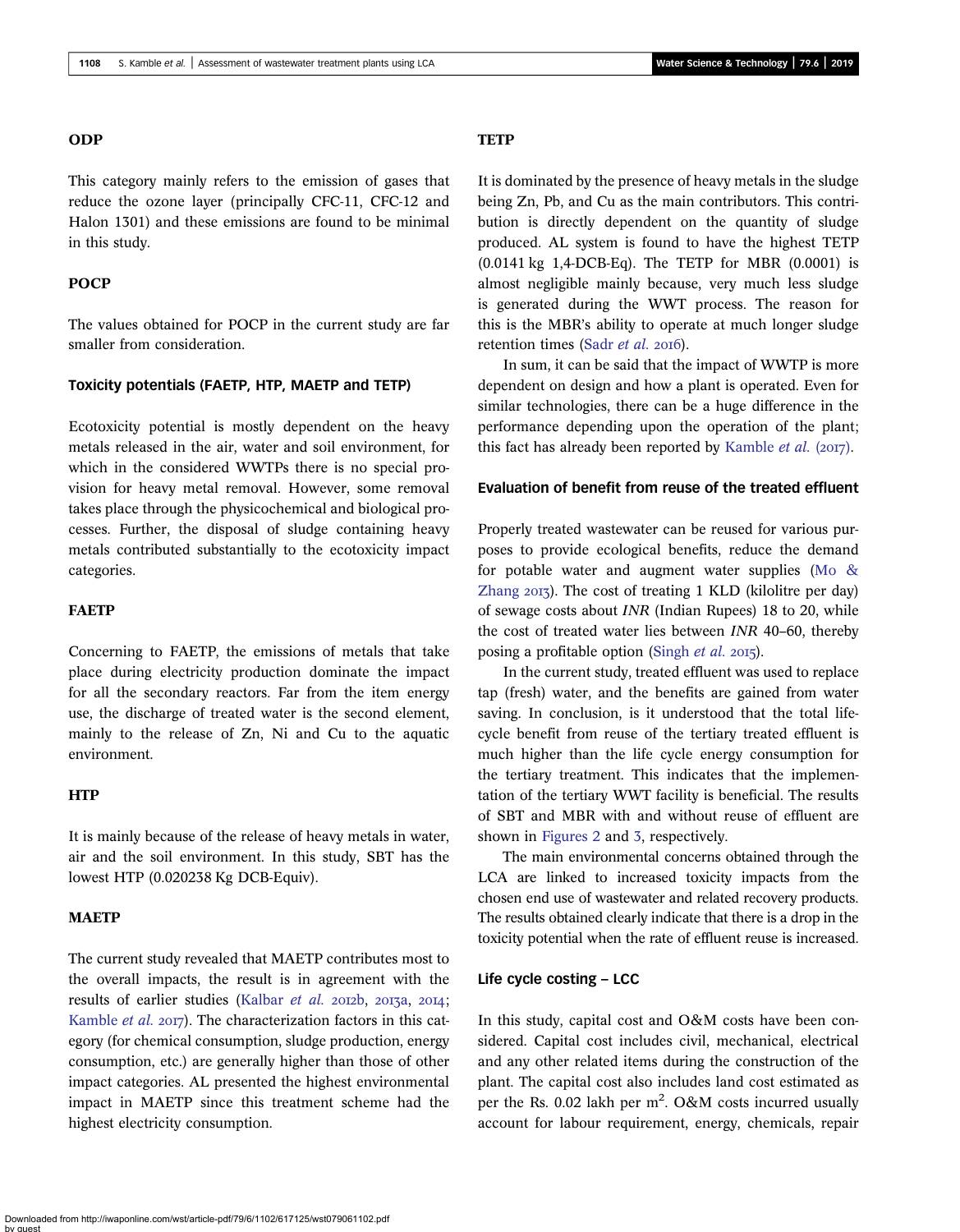### ODP

This category mainly refers to the emission of gases that reduce the ozone layer (principally CFC-11, CFC-12 and Halon 1301) and these emissions are found to be minimal in this study.

### POCP

The values obtained for POCP in the current study are far smaller from consideration.

## Toxicity potentials (FAETP, HTP, MAETP and TETP)

Ecotoxicity potential is mostly dependent on the heavy metals released in the air, water and soil environment, for which in the considered WWTPs there is no special provision for heavy metal removal. However, some removal takes place through the physicochemical and biological processes. Further, the disposal of sludge containing heavy metals contributed substantially to the ecotoxicity impact categories.

### FAETP

Concerning to FAETP, the emissions of metals that take place during electricity production dominate the impact for all the secondary reactors. Far from the item energy use, the discharge of treated water is the second element, mainly to the release of Zn, Ni and Cu to the aquatic environment.

### HTP

It is mainly because of the release of heavy metals in water, air and the soil environment. In this study, SBT has the lowest HTP (0.020238 Kg DCB-Equiv).

### MAETP

The current study revealed that MAETP contributes most to the overall impacts, the result is in agreement with the results of earlier studies (Kalbar *et al.* 2012b, 2013a, 2014; Kamble *et al.* 2017). The characterization factors in this category (for chemical consumption, sludge production, energy consumption, etc.) are generally higher than those of other impact categories. AL presented the highest environmental impact in MAETP since this treatment scheme had the highest electricity consumption.

### TETP

It is dominated by the presence of heavy metals in the sludge being Zn, Pb, and Cu as the main contributors. This contribution is directly dependent on the quantity of sludge produced. AL system is found to have the highest TETP (0.0141 kg 1,4-DCB-Eq). The TETP for MBR (0.0001) is almost negligible mainly because, very much less sludge is generated during the WWT process. The reason for this is the MBR's ability to operate at much longer sludge retention times (Sadr *et al.* 2016).

In sum, it can be said that the impact of WWTP is more dependent on design and how a plant is operated. Even for similar technologies, there can be a huge difference in the performance depending upon the operation of the plant; this fact has already been reported by Kamble *et al.* (2017).

## Evaluation of benefit from reuse of the treated effluent

Properly treated wastewater can be reused for various purposes to provide ecological benefits, reduce the demand for potable water and augment water supplies (Mo & Zhang 2013). The cost of treating 1 KLD (kilolitre per day) of sewage costs about *INR* (Indian Rupees) 18 to 20, while the cost of treated water lies between *INR* 40–60, thereby posing a profitable option (Singh *et al.* 2015).

In the current study, treated effluent was used to replace tap (fresh) water, and the benefits are gained from water saving. In conclusion, is it understood that the total life-cycle benefit from reuse of the tertiary treated effluent is much higher than the life cycle energy consumption for the tertiary treatment. This indicates that the implementation of the tertiary WWT facility is beneficial. The results of SBT and MBR with and without reuse of effluent are shown in Figures 2 and 3, respectively.

The main environmental concerns obtained through the LCA are linked to increased toxicity impacts from the chosen end use of wastewater and related recovery products. The results obtained clearly indicate that there is a drop in the toxicity potential when the rate of effluent reuse is increased.

## Life cycle costing – LCC

In this study, capital cost and O&M costs have been considered. Capital cost includes civil, mechanical, electrical and any other related items during the construction of the plant. The capital cost also includes land cost estimated as per the Rs. 0.02 lakh per $m^2$. O&M costs incurred usually account for labour requirement, energy, chemicals, repair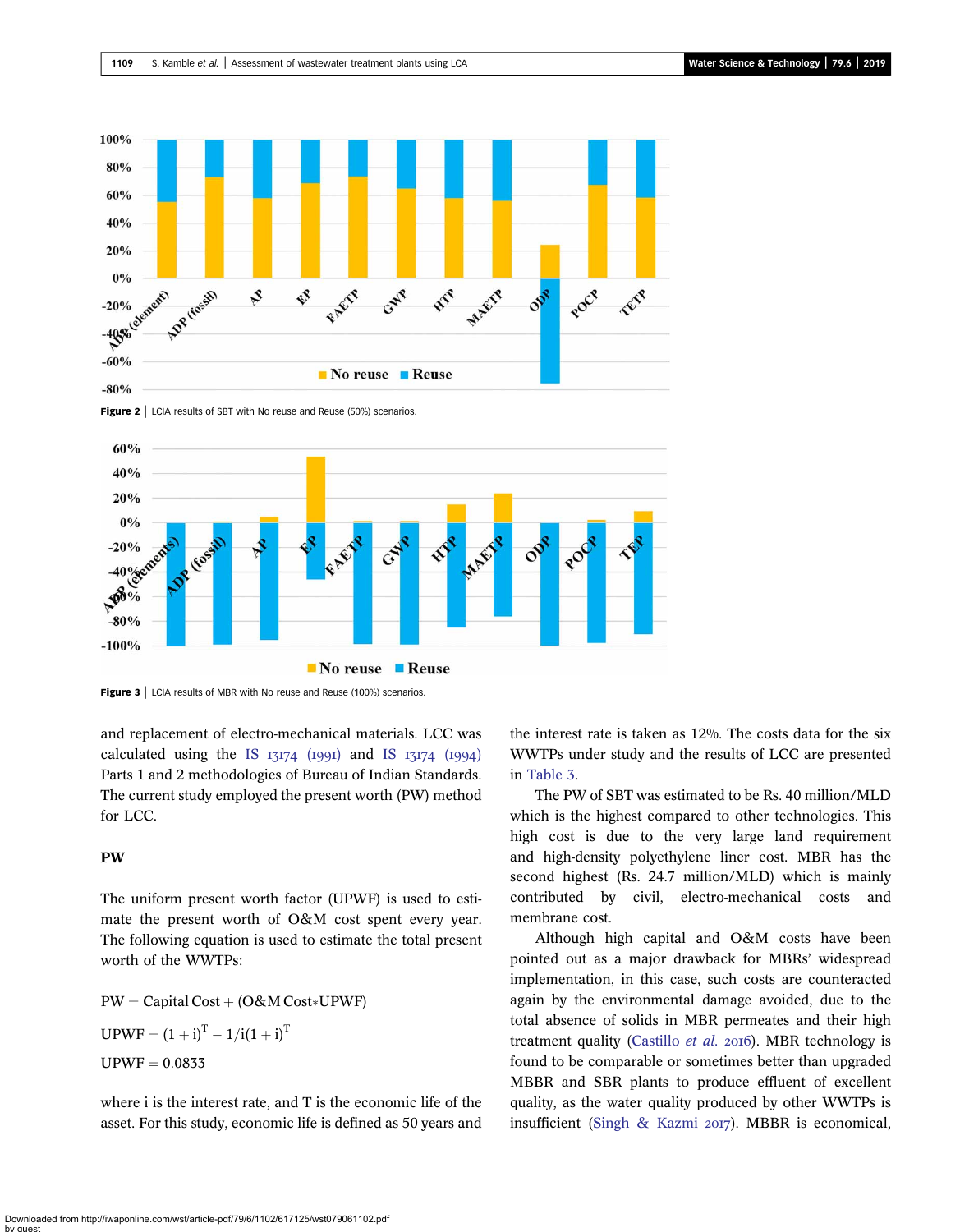Figure 2 | LCIA results of SBT with No reuse and Reuse (50%) scenarios.

Figure 3 | LCIA results of MBR with No reuse and Reuse (100%) scenarios.

and replacement of electro-mechanical materials. LCC was calculated using the IS 13174 (1991) and IS 13174 (1994) Parts 1 and 2 methodologies of Bureau of Indian Standards. The current study employed the present worth (PW) method for LCC.

## PW

The uniform present worth factor (UPWF) is used to estimate the present worth of O&M cost spent every year. The following equation is used to estimate the total present worth of the WWTPs:

$$\text{PW} = \text{Capital Cost} + (\text{O\&M Cost} * \text{UPWF})$$

$$\text{UPWF} = (1+i)^T - 1/i(1+i)^T$$

$$\text{UPWF} = 0.0833$$

where i is the interest rate, and T is the economic life of the asset. For this study, economic life is defined as 50 years and the interest rate is taken as 12%. The costs data for the six WWTPs under study and the results of LCC are presented in Table 3.

The PW of SBT was estimated to be Rs. 40 million/MLD which is the highest compared to other technologies. This high cost is due to the very large land requirement and high-density polyethylene liner cost. MBR has the second highest (Rs. 24.7 million/MLD) which is mainly contributed by civil, electro-mechanical costs and membrane cost.

Although high capital and O&M costs have been pointed out as a major drawback for MBRs' widespread implementation, in this case, such costs are counteracted again by the environmental damage avoided, due to the total absence of solids in MBR permeates and their high treatment quality (Castillo *et al.* 2016). MBR technology is found to be comparable or sometimes better than upgraded MBBR and SBR plants to produce effluent of excellent quality, as the water quality produced by other WWTPs is insufficient (Singh & Kazmi 2017). MBBR is economical,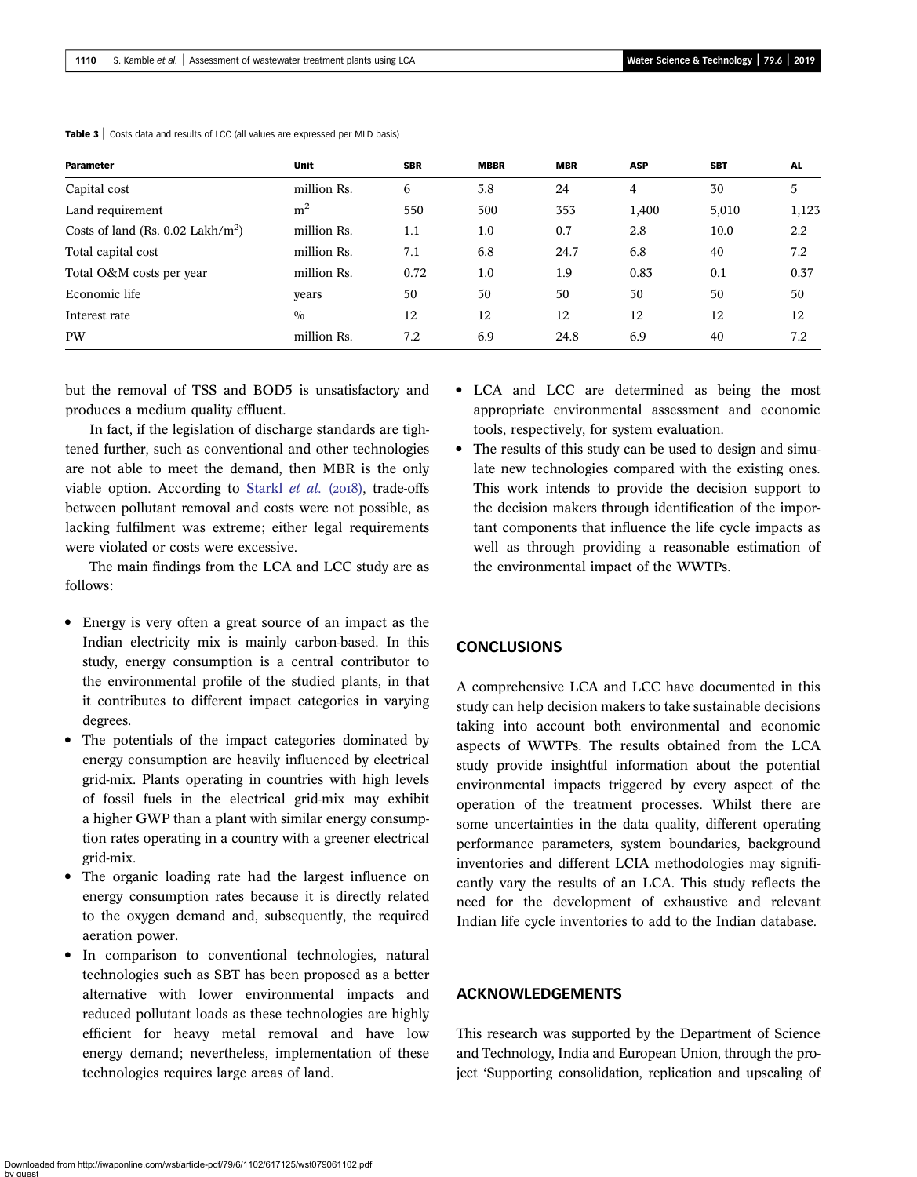**Table 3** | Costs data and results of LCC (all values are expressed per MLD basis)

| Parameter | Unit | SBR | MBBR | MBR | ASP | SBT | AL |
|---|---|---|---|---|---|---|---|
| Capital cost | million Rs. | 6 | 5.8 | 24 | 4 | 30 | 5 |
| Land requirement | $m^2$ | 550 | 500 | 353 | 1,400 | 5,010 | 1,123 |
| Costs of land (Rs. 0.02 Lakh/$m^2$) | million Rs. | 1.1 | 1.0 | 0.7 | 2.8 | 10.0 | 2.2 |
| Total capital cost | million Rs. | 7.1 | 6.8 | 24.7 | 6.8 | 40 | 7.2 |
| Total O&M costs per year | million Rs. | 0.72 | 1.0 | 1.9 | 0.83 | 0.1 | 0.37 |
| Economic life | years | 50 | 50 | 50 | 50 | 50 | 50 |
| Interest rate | % | 12 | 12 | 12 | 12 | 12 | 12 |
| PW | million Rs. | 7.2 | 6.9 | 24.8 | 6.9 | 40 | 7.2 |

but the removal of TSS and BOD5 is unsatisfactory and produces a medium quality effluent.

In fact, if the legislation of discharge standards are tightened further, such as conventional and other technologies are not able to meet the demand, then MBR is the only viable option. According to Starkl *et al.* (2018), trade-offs between pollutant removal and costs were not possible, as lacking fulfilment was extreme; either legal requirements were violated or costs were excessive.

The main findings from the LCA and LCC study are as follows:

- Energy is very often a great source of an impact as the Indian electricity mix is mainly carbon-based. In this study, energy consumption is a central contributor to the environmental profile of the studied plants, in that it contributes to different impact categories in varying degrees.
- The potentials of the impact categories dominated by energy consumption are heavily influenced by electrical grid-mix. Plants operating in countries with high levels of fossil fuels in the electrical grid-mix may exhibit a higher GWP than a plant with similar energy consumption rates operating in a country with a greener electrical grid-mix.
- The organic loading rate had the largest influence on energy consumption rates because it is directly related to the oxygen demand and, subsequently, the required aeration power.
- In comparison to conventional technologies, natural technologies such as SBT has been proposed as a better alternative with lower environmental impacts and reduced pollutant loads as these technologies are highly efficient for heavy metal removal and have low energy demand; nevertheless, implementation of these technologies requires large areas of land.
- LCA and LCC are determined as being the most appropriate environmental assessment and economic tools, respectively, for system evaluation.
- The results of this study can be used to design and simulate new technologies compared with the existing ones. This work intends to provide the decision support to the decision makers through identification of the important components that influence the life cycle impacts as well as through providing a reasonable estimation of the environmental impact of the WWTPs.

## CONCLUSIONS

A comprehensive LCA and LCC have documented in this study can help decision makers to take sustainable decisions taking into account both environmental and economic aspects of WWTPs. The results obtained from the LCA study provide insightful information about the potential environmental impacts triggered by every aspect of the operation of the treatment processes. Whilst there are some uncertainties in the data quality, different operating performance parameters, system boundaries, background inventories and different LCIA methodologies may significantly vary the results of an LCA. This study reflects the need for the development of exhaustive and relevant Indian life cycle inventories to add to the Indian database.

## ACKNOWLEDGEMENTS

This research was supported by the Department of Science and Technology, India and European Union, through the project 'Supporting consolidation, replication and upscaling of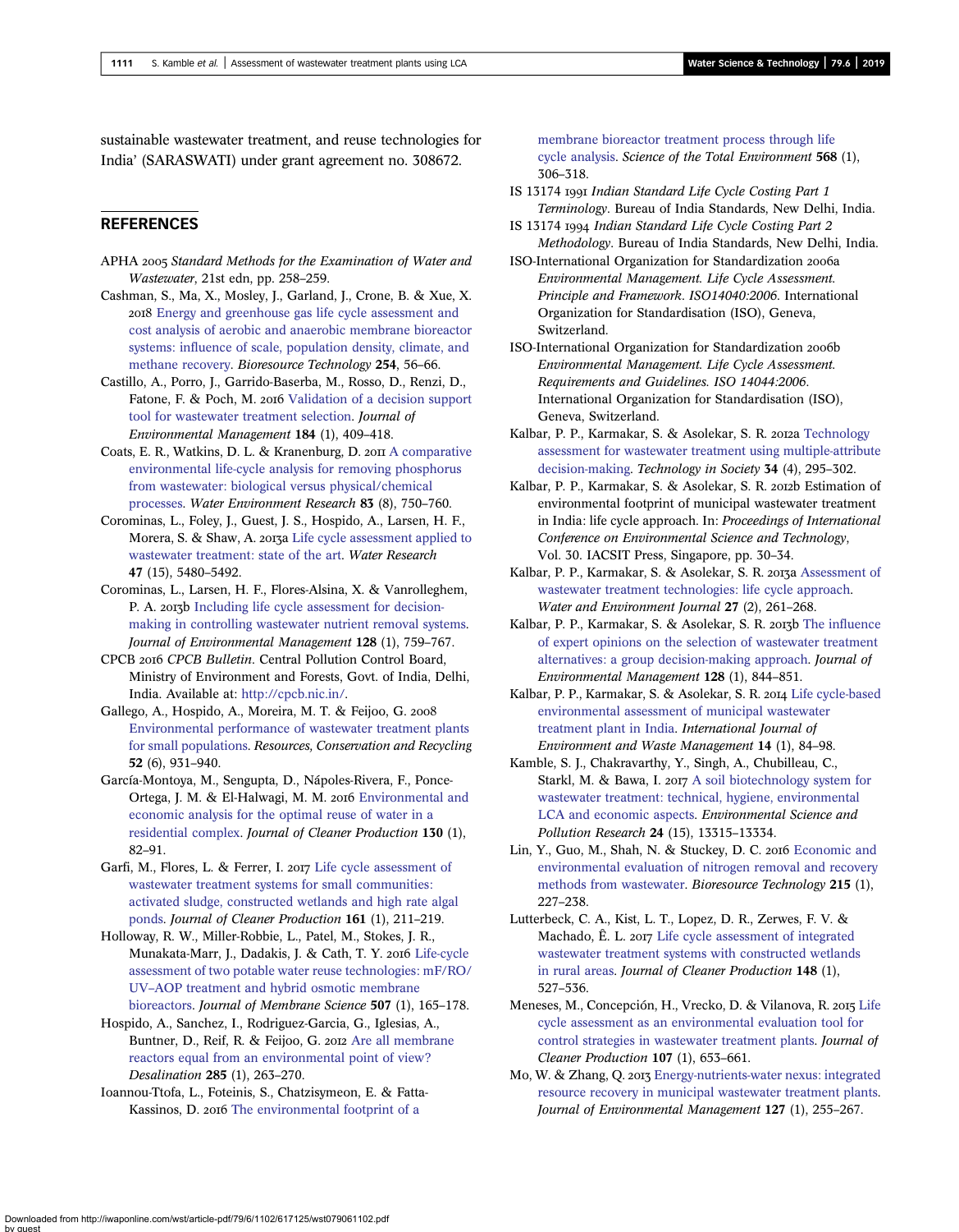sustainable wastewater treatment, and reuse technologies for India' (SARASWATI) under grant agreement no. 308672.

## REFERENCES

APHA 2005 *Standard Methods for the Examination of Water and Wastewater*, 21st edn, pp. 258–259.

Cashman, S., Ma, X., Mosley, J., Garland, J., Crone, B. & Xue, X. 2018 Energy and greenhouse gas life cycle assessment and cost analysis of aerobic and anaerobic membrane bioreactor systems: influence of scale, population density, climate, and methane recovery. *Bioresource Technology* **254**, 56–66.

Castillo, A., Porro, J., Garrido-Baserba, M., Rosso, D., Renzi, D., Fatone, F. & Poch, M. 2016 Validation of a decision support tool for wastewater treatment selection. *Journal of Environmental Management* **184** (1), 409–418.

Coats, E. R., Watkins, D. L. & Kranenburg, D. 2011 A comparative environmental life-cycle analysis for removing phosphorus from wastewater: biological versus physical/chemical processes. *Water Environment Research* **83** (8), 750–760.

Corominas, L., Foley, J., Guest, J. S., Hospido, A., Larsen, H. F., Morera, S. & Shaw, A. 2013a Life cycle assessment applied to wastewater treatment: state of the art. *Water Research* **47** (15), 5480–5492.

Corominas, L., Larsen, H. F., Flores-Alsina, X. & Vanrolleghem, P. A. 2013b Including life cycle assessment for decision-making in controlling wastewater nutrient removal systems. *Journal of Environmental Management* **128** (1), 759–767.

CPCB 2016 *CPCB Bulletin*. Central Pollution Control Board, Ministry of Environment and Forests, Govt. of India, Delhi, India. Available at: http://cpcb.nic.in/.

Gallego, A., Hospido, A., Moreira, M. T. & Feijoo, G. 2008 Environmental performance of wastewater treatment plants for small populations. *Resources, Conservation and Recycling* **52** (6), 931–940.

García-Montoya, M., Sengupta, D., Nápoles-Rivera, F., Ponce-Ortega, J. M. & El-Halwagi, M. M. 2016 Environmental and economic analysis for the optimal reuse of water in a residential complex. *Journal of Cleaner Production* **130** (1), 82–91.

Garfí, M., Flores, L. & Ferrer, I. 2017 Life cycle assessment of wastewater treatment systems for small communities: activated sludge, constructed wetlands and high rate algal ponds. *Journal of Cleaner Production* **161** (1), 211–219.

Holloway, R. W., Miller-Robbie, L., Patel, M., Stokes, J. R., Munakata-Marr, J., Dadakis, J. & Cath, T. Y. 2016 Life-cycle assessment of two potable water reuse technologies: mF/RO/UV–AOP treatment and hybrid osmotic membrane bioreactors. *Journal of Membrane Science* **507** (1), 165–178.

Hospido, A., Sanchez, I., Rodriguez-Garcia, G., Iglesias, A., Buntner, D., Reif, R. & Feijoo, G. 2012 Are all membrane reactors equal from an environmental point of view? *Desalination* **285** (1), 263–270.

Ioannou-Ttofa, L., Foteinis, S., Chatzisymeon, E. & Fatta-Kassinos, D. 2016 The environmental footprint of a membrane bioreactor treatment process through life cycle analysis. *Science of the Total Environment* **568** (1), 306–318.

IS 13174 1991 *Indian Standard Life Cycle Costing Part 1 Terminology*. Bureau of India Standards, New Delhi, India.

IS 13174 1994 *Indian Standard Life Cycle Costing Part 2 Methodology*. Bureau of India Standards, New Delhi, India.

ISO-International Organization for Standardization 2006a *Environmental Management. Life Cycle Assessment. Principle and Framework. ISO14040:2006*. International Organization for Standardisation (ISO), Geneva, Switzerland.

ISO-International Organization for Standardization 2006b *Environmental Management. Life Cycle Assessment. Requirements and Guidelines. ISO 14044:2006*. International Organization for Standardisation (ISO), Geneva, Switzerland.

Kalbar, P. P., Karmakar, S. & Asolekar, S. R. 2012a Technology assessment for wastewater treatment using multiple-attribute decision-making. *Technology in Society* **34** (4), 295–302.

Kalbar, P. P., Karmakar, S. & Asolekar, S. R. 2012b Estimation of environmental footprint of municipal wastewater treatment in India: life cycle approach. In: *Proceedings of International Conference on Environmental Science and Technology*, Vol. 30. IACSIT Press, Singapore, pp. 30–34.

Kalbar, P. P., Karmakar, S. & Asolekar, S. R. 2013a Assessment of wastewater treatment technologies: life cycle approach. *Water and Environment Journal* **27** (2), 261–268.

Kalbar, P. P., Karmakar, S. & Asolekar, S. R. 2013b The influence of expert opinions on the selection of wastewater treatment alternatives: a group decision-making approach. *Journal of Environmental Management* **128** (1), 844–851.

Kalbar, P. P., Karmakar, S. & Asolekar, S. R. 2014 Life cycle-based environmental assessment of municipal wastewater treatment plant in India. *International Journal of Environment and Waste Management* **14** (1), 84–98.

Kamble, S. J., Chakravarthy, Y., Singh, A., Chubilleau, C., Starkl, M. & Bawa, I. 2017 A soil biotechnology system for wastewater treatment: technical, hygiene, environmental LCA and economic aspects. *Environmental Science and Pollution Research* **24** (15), 13315–13334.

Lin, Y., Guo, M., Shah, N. & Stuckey, D. C. 2016 Economic and environmental evaluation of nitrogen removal and recovery methods from wastewater. *Bioresource Technology* **215** (1), 227–238.

Lutterbeck, C. A., Kist, L. T., Lopez, D. R., Zerwes, F. V. & Machado, Ê. L. 2017 Life cycle assessment of integrated wastewater treatment systems with constructed wetlands in rural areas. *Journal of Cleaner Production* **148** (1), 527–536.

Meneses, M., Concepción, H., Vrecko, D. & Vilanova, R. 2015 Life cycle assessment as an environmental evaluation tool for control strategies in wastewater treatment plants. *Journal of Cleaner Production* **107** (1), 653–661.

Mo, W. & Zhang, Q. 2013 Energy-nutrients-water nexus: integrated resource recovery in municipal wastewater treatment plants. *Journal of Environmental Management* **127** (1), 255–267.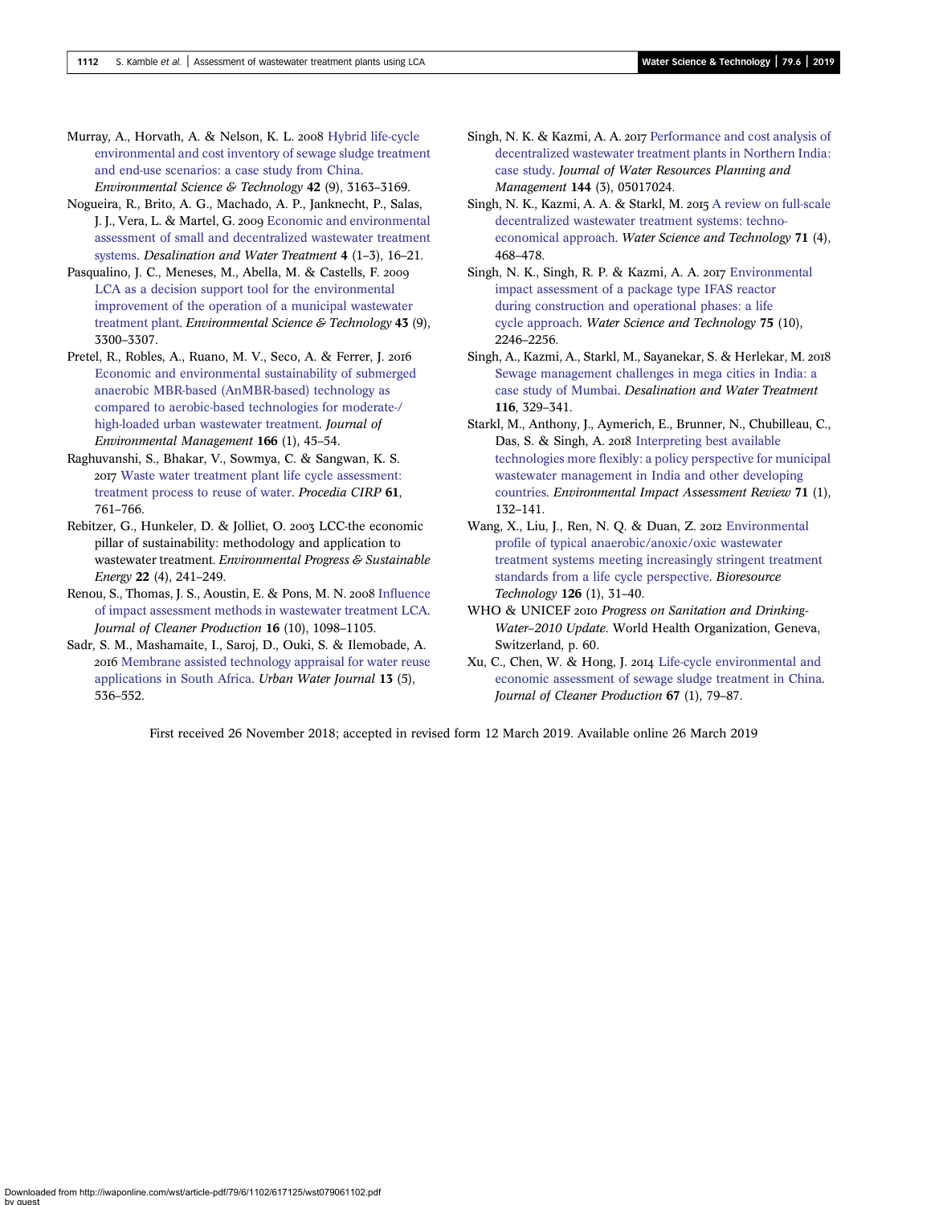Murray, A., Horvath, A. & Nelson, K. L. 2008 Hybrid life-cycle environmental and cost inventory of sewage sludge treatment and end-use scenarios: a case study from China. *Environmental Science & Technology* **42** (9), 3163–3169.

Nogueira, R., Brito, A. G., Machado, A. P., Janknecht, P., Salas, J. J., Vera, L. & Martel, G. 2009 Economic and environmental assessment of small and decentralized wastewater treatment systems. *Desalination and Water Treatment* **4** (1–3), 16–21.

Pasqualino, J. C., Meneses, M., Abella, M. & Castells, F. 2009 LCA as a decision support tool for the environmental improvement of the operation of a municipal wastewater treatment plant. *Environmental Science & Technology* **43** (9), 3300–3307.

Pretel, R., Robles, A., Ruano, M. V., Seco, A. & Ferrer, J. 2016 Economic and environmental sustainability of submerged anaerobic MBR-based (AnMBR-based) technology as compared to aerobic-based technologies for moderate-/high-loaded urban wastewater treatment. *Journal of Environmental Management* **166** (1), 45–54.

Raghuvanshi, S., Bhakar, V., Sowmya, C. & Sangwan, K. S. 2017 Waste water treatment plant life cycle assessment: treatment process to reuse of water. *Procedia CIRP* **61**, 761–766.

Rebitzer, G., Hunkeler, D. & Jolliet, O. 2003 LCC-the economic pillar of sustainability: methodology and application to wastewater treatment. *Environmental Progress & Sustainable Energy* **22** (4), 241–249.

Renou, S., Thomas, J. S., Aoustin, E. & Pons, M. N. 2008 Influence of impact assessment methods in wastewater treatment LCA. *Journal of Cleaner Production* **16** (10), 1098–1105.

Sadr, S. M., Mashamaite, I., Saroj, D., Ouki, S. & Ilemobade, A. 2016 Membrane assisted technology appraisal for water reuse applications in South Africa. *Urban Water Journal* **13** (5), 536–552.

Singh, N. K. & Kazmi, A. A. 2017 Performance and cost analysis of decentralized wastewater treatment plants in Northern India: case study. *Journal of Water Resources Planning and Management* **144** (3), 05017024.

Singh, N. K., Kazmi, A. A. & Starkl, M. 2015 A review on full-scale decentralized wastewater treatment systems: techno-economical approach. *Water Science and Technology* **71** (4), 468–478.

Singh, N. K., Singh, R. P. & Kazmi, A. A. 2017 Environmental impact assessment of a package type IFAS reactor during construction and operational phases: a life cycle approach. *Water Science and Technology* **75** (10), 2246–2256.

Singh, A., Kazmi, A., Starkl, M., Sayanekar, S. & Herlekar, M. 2018 Sewage management challenges in mega cities in India: a case study of Mumbai. *Desalination and Water Treatment* **116**, 329–341.

Starkl, M., Anthony, J., Aymerich, E., Brunner, N., Chubilleau, C., Das, S. & Singh, A. 2018 Interpreting best available technologies more flexibly: a policy perspective for municipal wastewater management in India and other developing countries. *Environmental Impact Assessment Review* **71** (1), 132–141.

Wang, X., Liu, J., Ren, N. Q. & Duan, Z. 2012 Environmental profile of typical anaerobic/anoxic/oxic wastewater treatment systems meeting increasingly stringent treatment standards from a life cycle perspective. *Bioresource Technology* **126** (1), 31–40.

WHO & UNICEF 2010 *Progress on Sanitation and Drinking-Water–2010 Update*. World Health Organization, Geneva, Switzerland, p. 60.

Xu, C., Chen, W. & Hong, J. 2014 Life-cycle environmental and economic assessment of sewage sludge treatment in China. *Journal of Cleaner Production* **67** (1), 79–87.

First received 26 November 2018; accepted in revised form 12 March 2019. Available online 26 March 2019